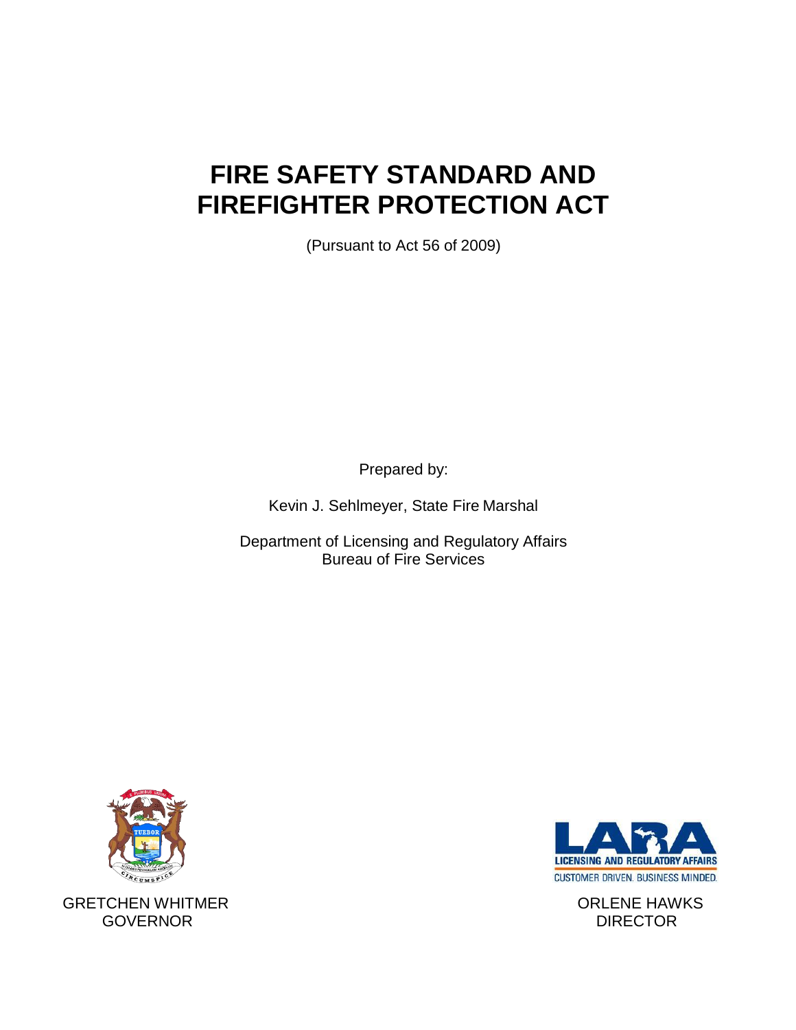# FIRE SAFETY STANDARD AND FIREFIGHTER PROTECTION ACT

(Pursuant to Act 56 of 2009)

Prepared by:

Kevin J. Sehlmeyer, State Fire Marshal

Department of Licensing and Regulatory Affairs
Bureau of Fire Services

GRETCHEN WHITMER
GOVERNOR

ORLENE HAWKS
DIRECTOR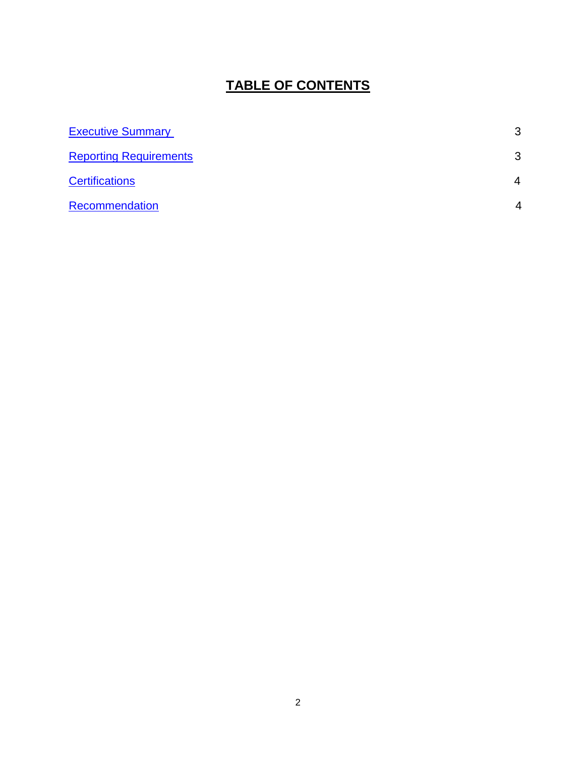# TABLE OF CONTENTS

| | |
|---|---|
| Executive Summary | 3 |
| Reporting Requirements | 3 |
| Certifications | 4 |
| Recommendation | 4 |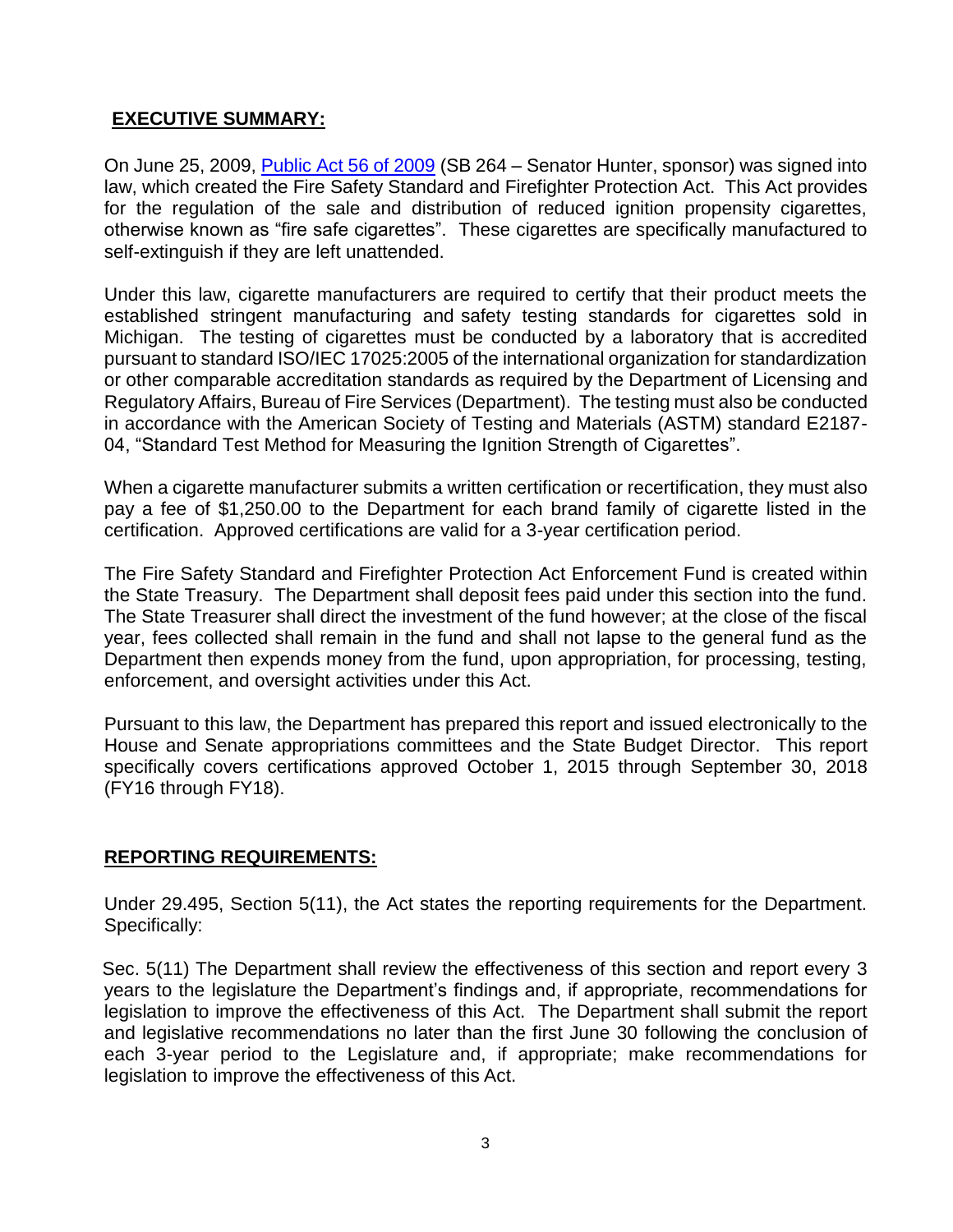## **EXECUTIVE SUMMARY:**

On June 25, 2009, [Public Act 56 of 2009](#) (SB 264 – Senator Hunter, sponsor) was signed into law, which created the Fire Safety Standard and Firefighter Protection Act. This Act provides for the regulation of the sale and distribution of reduced ignition propensity cigarettes, otherwise known as "fire safe cigarettes". These cigarettes are specifically manufactured to self-extinguish if they are left unattended.

Under this law, cigarette manufacturers are required to certify that their product meets the established stringent manufacturing and safety testing standards for cigarettes sold in Michigan. The testing of cigarettes must be conducted by a laboratory that is accredited pursuant to standard ISO/IEC 17025:2005 of the international organization for standardization or other comparable accreditation standards as required by the Department of Licensing and Regulatory Affairs, Bureau of Fire Services (Department). The testing must also be conducted in accordance with the American Society of Testing and Materials (ASTM) standard E2187-04, "Standard Test Method for Measuring the Ignition Strength of Cigarettes".

When a cigarette manufacturer submits a written certification or recertification, they must also pay a fee of $1,250.00 to the Department for each brand family of cigarette listed in the certification. Approved certifications are valid for a 3-year certification period.

The Fire Safety Standard and Firefighter Protection Act Enforcement Fund is created within the State Treasury. The Department shall deposit fees paid under this section into the fund. The State Treasurer shall direct the investment of the fund however; at the close of the fiscal year, fees collected shall remain in the fund and shall not lapse to the general fund as the Department then expends money from the fund, upon appropriation, for processing, testing, enforcement, and oversight activities under this Act.

Pursuant to this law, the Department has prepared this report and issued electronically to the House and Senate appropriations committees and the State Budget Director. This report specifically covers certifications approved October 1, 2015 through September 30, 2018 (FY16 through FY18).

## **REPORTING REQUIREMENTS:**

Under 29.495, Section 5(11), the Act states the reporting requirements for the Department. Specifically:

Sec. 5(11) The Department shall review the effectiveness of this section and report every 3 years to the legislature the Department's findings and, if appropriate, recommendations for legislation to improve the effectiveness of this Act. The Department shall submit the report and legislative recommendations no later than the first June 30 following the conclusion of each 3-year period to the Legislature and, if appropriate; make recommendations for legislation to improve the effectiveness of this Act.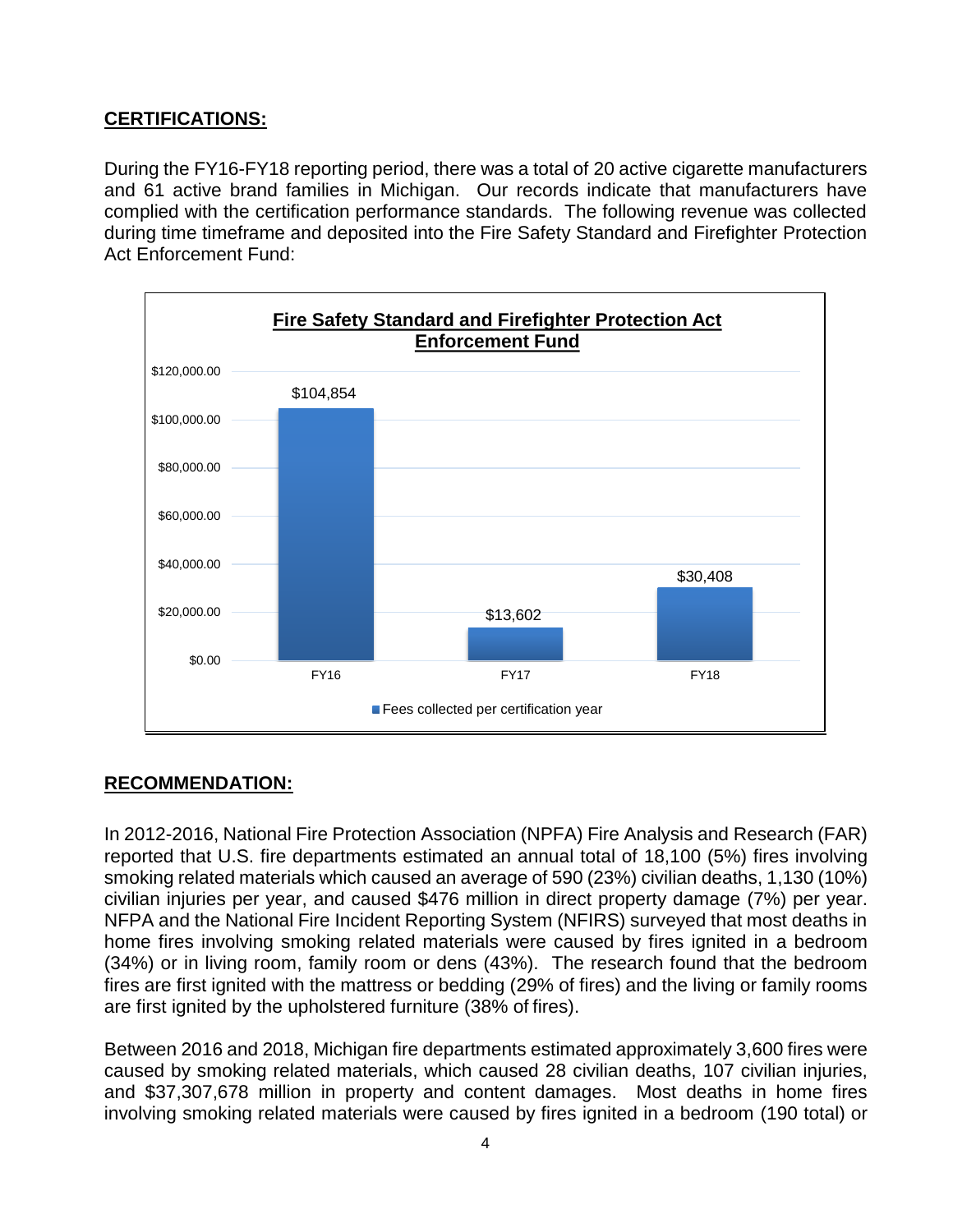## CERTIFICATIONS:

During the FY16-FY18 reporting period, there was a total of 20 active cigarette manufacturers and 61 active brand families in Michigan. Our records indicate that manufacturers have complied with the certification performance standards. The following revenue was collected during time timeframe and deposited into the Fire Safety Standard and Firefighter Protection Act Enforcement Fund:

**Fire Safety Standard and Firefighter Protection Act Enforcement Fund**

| Certification Year | Fees collected per certification year |
| --- | --- |
| FY16 | $104,854 |
| FY17 | $13,602 |
| FY18 | $30,408 |

## RECOMMENDATION:

In 2012-2016, National Fire Protection Association (NPFA) Fire Analysis and Research (FAR) reported that U.S. fire departments estimated an annual total of 18,100 (5%) fires involving smoking related materials which caused an average of 590 (23%) civilian deaths, 1,130 (10%) civilian injuries per year, and caused $476 million in direct property damage (7%) per year. NFPA and the National Fire Incident Reporting System (NFIRS) surveyed that most deaths in home fires involving smoking related materials were caused by fires ignited in a bedroom (34%) or in living room, family room or dens (43%). The research found that the bedroom fires are first ignited with the mattress or bedding (29% of fires) and the living or family rooms are first ignited by the upholstered furniture (38% of fires).

Between 2016 and 2018, Michigan fire departments estimated approximately 3,600 fires were caused by smoking related materials, which caused 28 civilian deaths, 107 civilian injuries, and $37,307,678 million in property and content damages. Most deaths in home fires involving smoking related materials were caused by fires ignited in a bedroom (190 total) or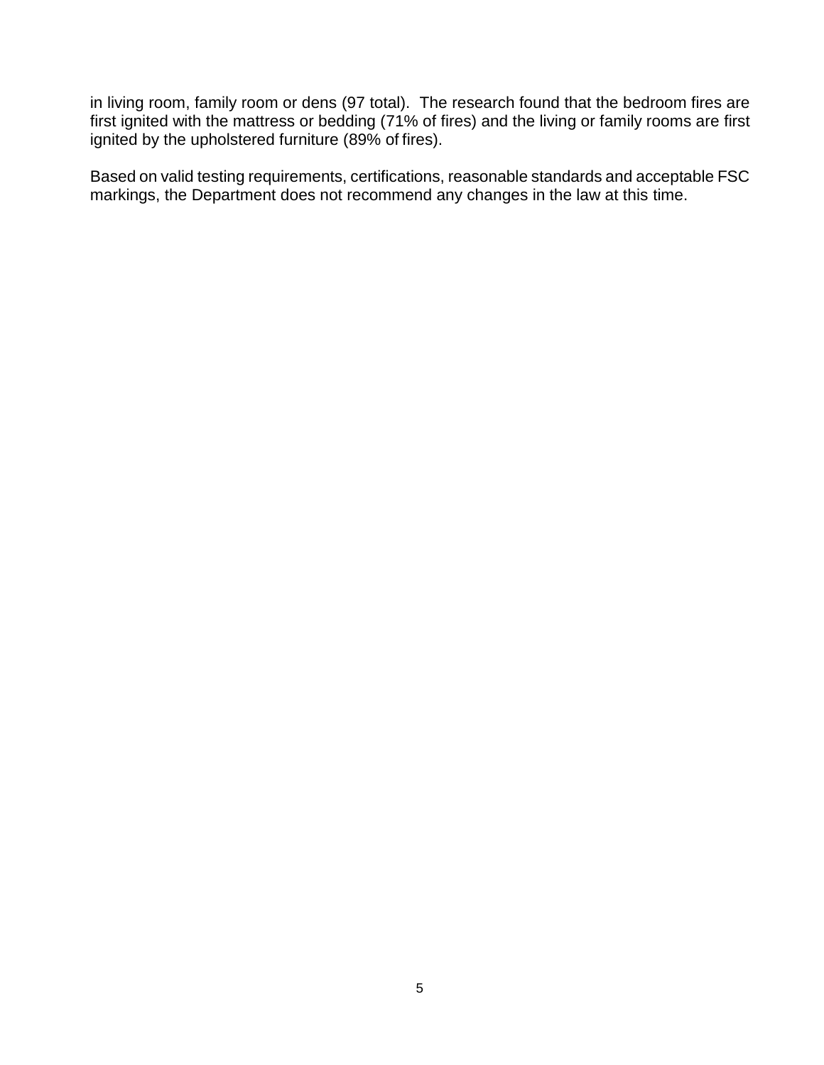in living room, family room or dens (97 total). The research found that the bedroom fires are first ignited with the mattress or bedding (71% of fires) and the living or family rooms are first ignited by the upholstered furniture (89% of fires).

Based on valid testing requirements, certifications, reasonable standards and acceptable FSC markings, the Department does not recommend any changes in the law at this time.